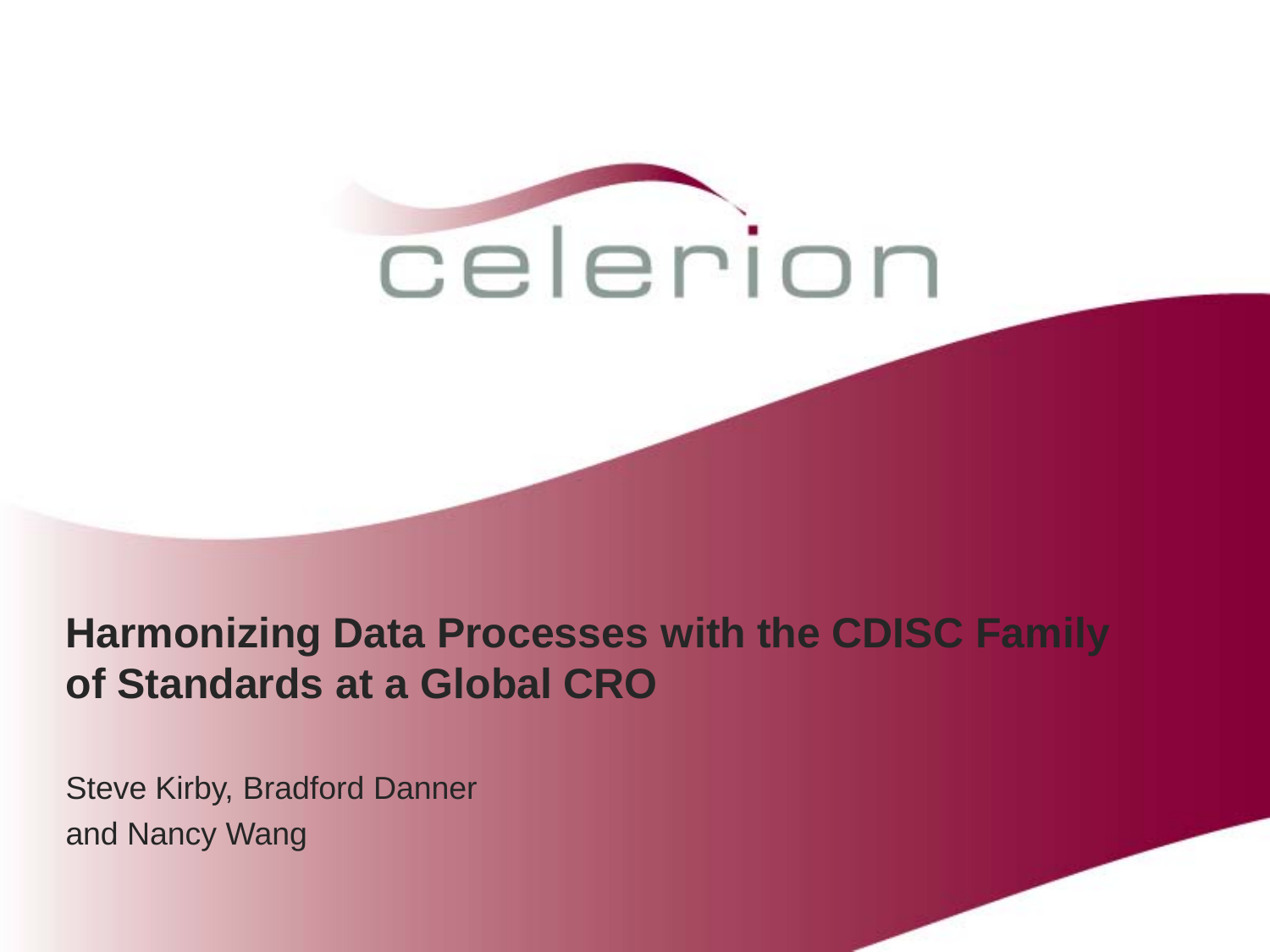celerion

# Harmonizing Data Processes with the CDISC Family of Standards at a Global CRO

Steve Kirby, Bradford Danner
and Nancy Wang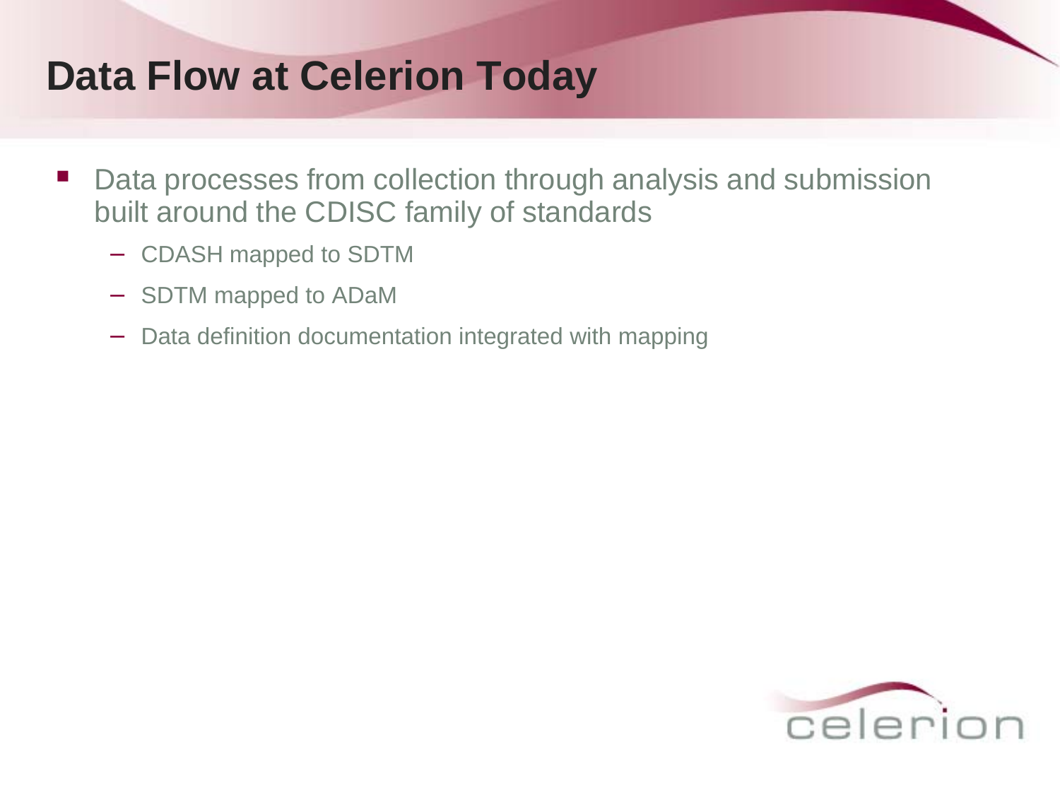# Data Flow at Celerion Today

- Data processes from collection through analysis and submission built around the CDISC family of standards
  - CDASH mapped to SDTM
  - SDTM mapped to ADaM
  - Data definition documentation integrated with mapping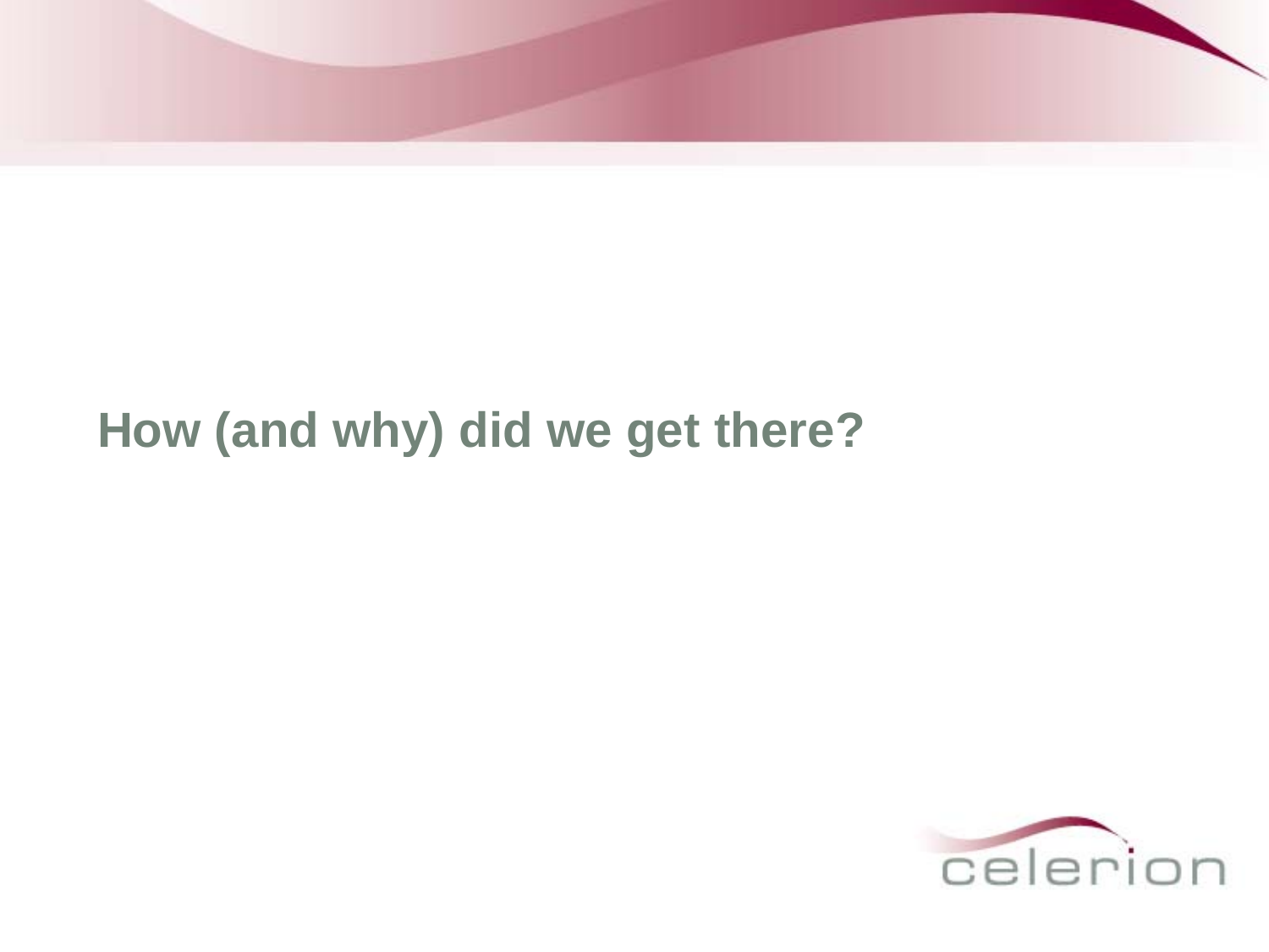# How (and why) did we get there?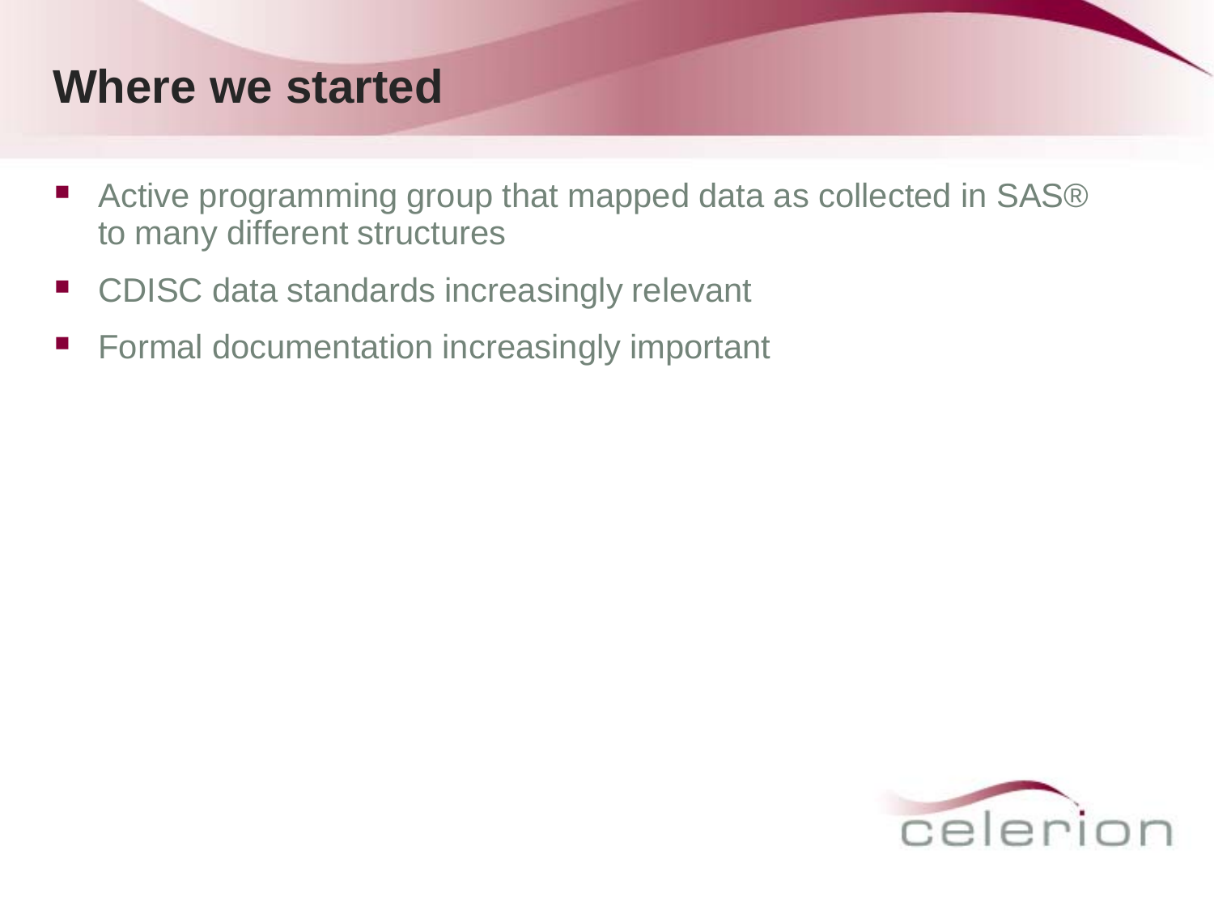# Where we started

- Active programming group that mapped data as collected in SAS® to many different structures
- CDISC data standards increasingly relevant
- Formal documentation increasingly important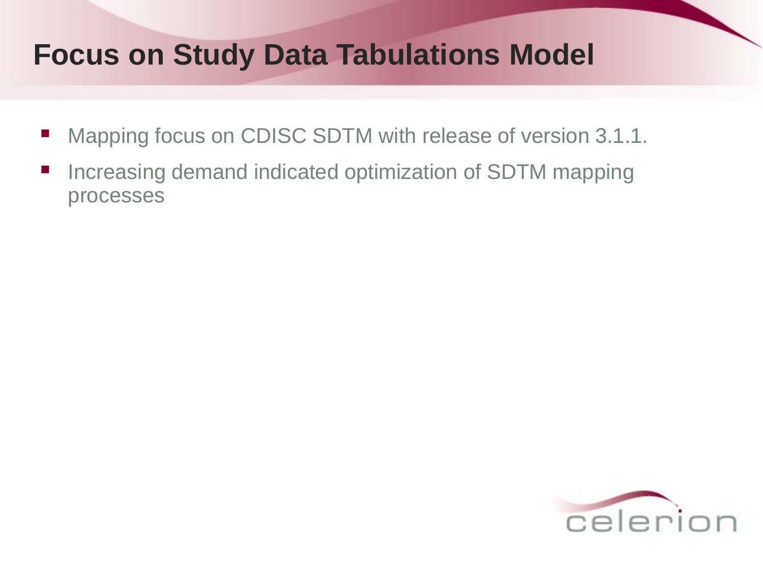# Focus on Study Data Tabulations Model

- Mapping focus on CDISC SDTM with release of version 3.1.1.
- Increasing demand indicated optimization of SDTM mapping processes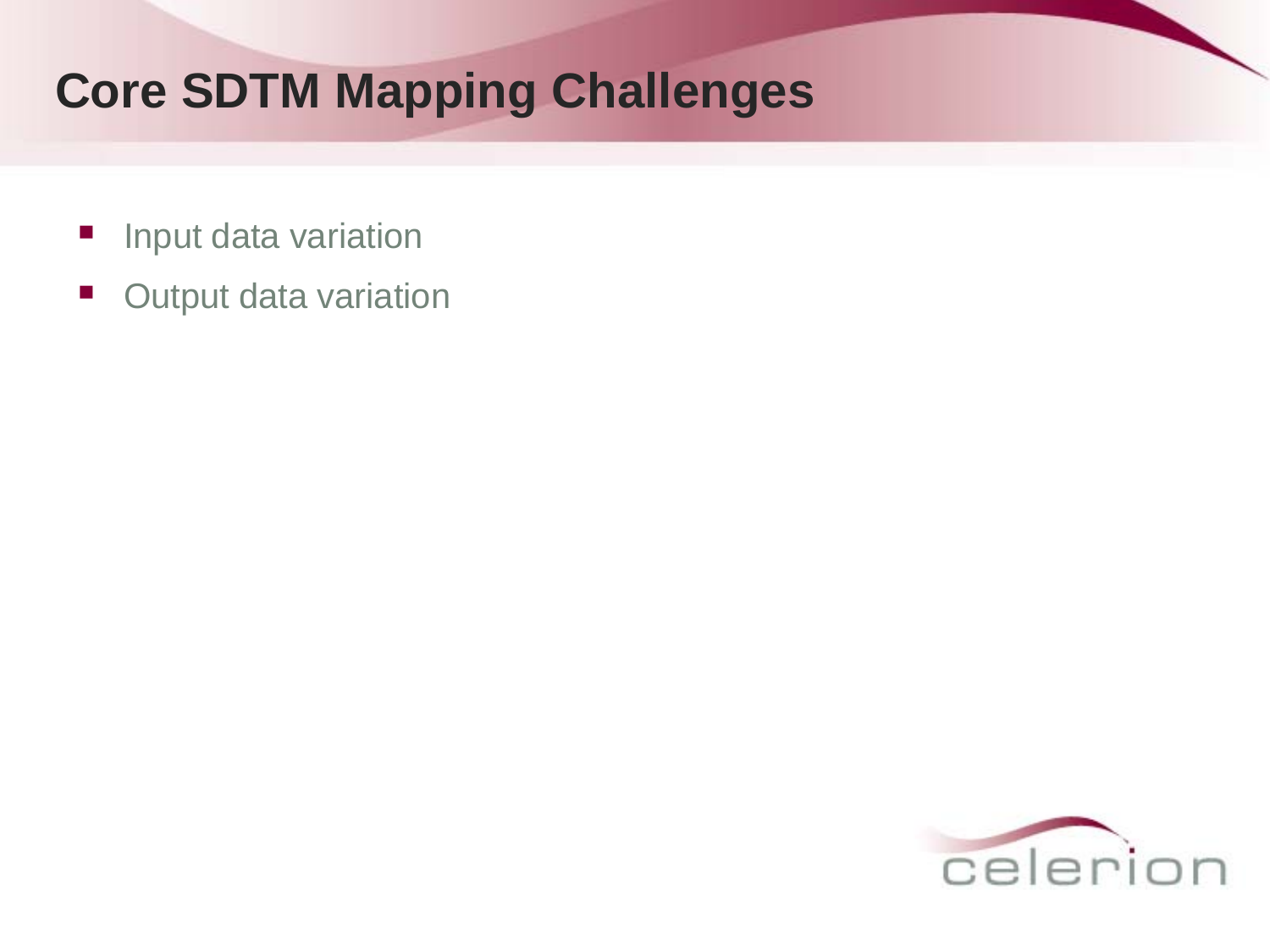# Core SDTM Mapping Challenges

- Input data variation
- Output data variation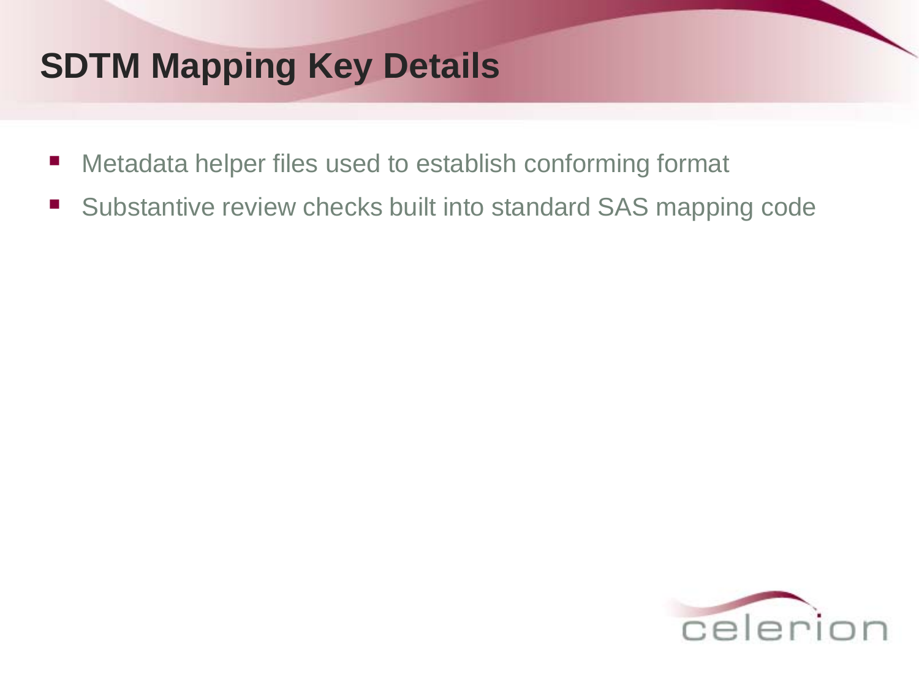# SDTM Mapping Key Details

- Metadata helper files used to establish conforming format
- Substantive review checks built into standard SAS mapping code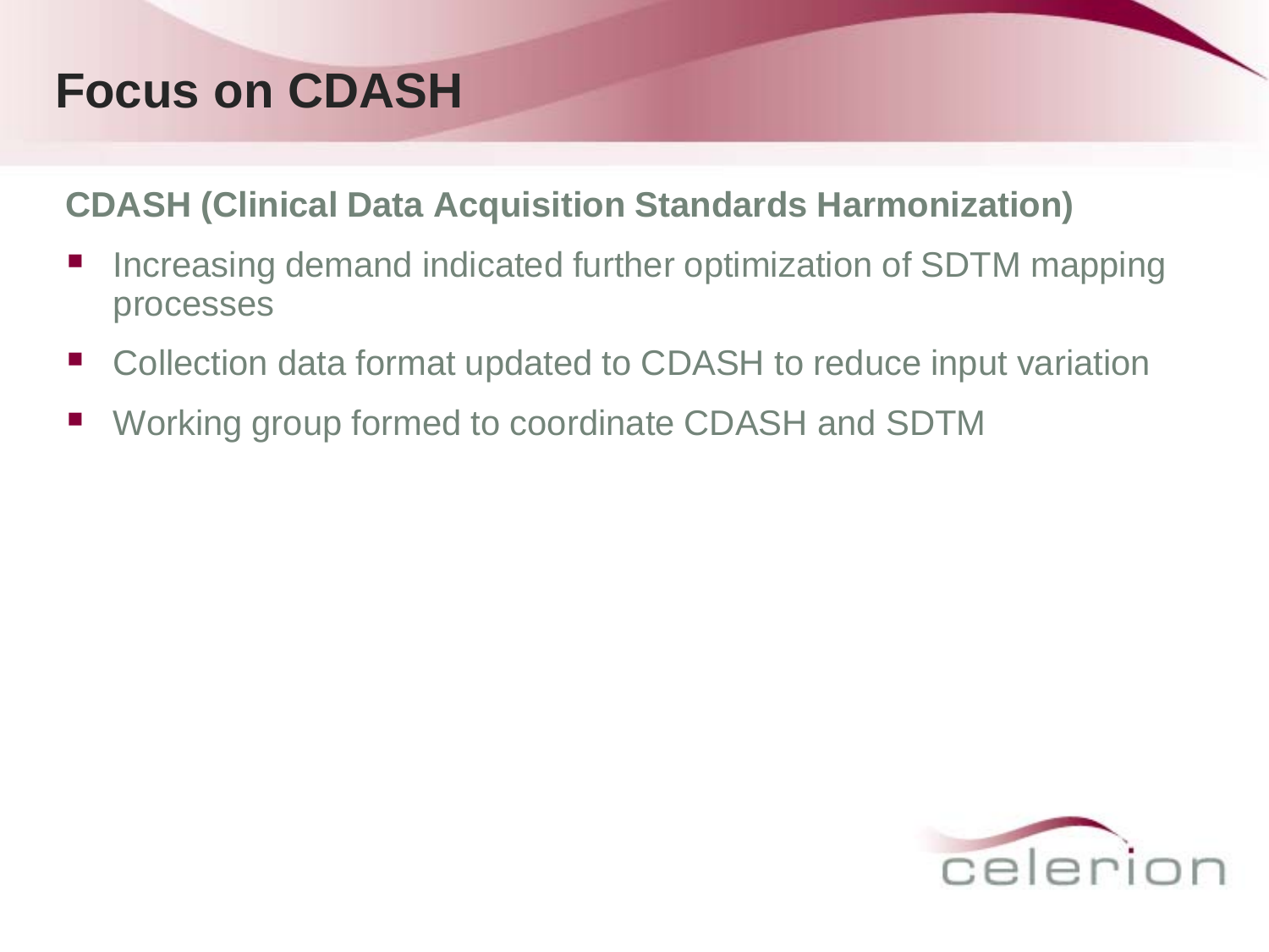# Focus on CDASH

**CDASH (Clinical Data Acquisition Standards Harmonization)**

- Increasing demand indicated further optimization of SDTM mapping processes
- Collection data format updated to CDASH to reduce input variation
- Working group formed to coordinate CDASH and SDTM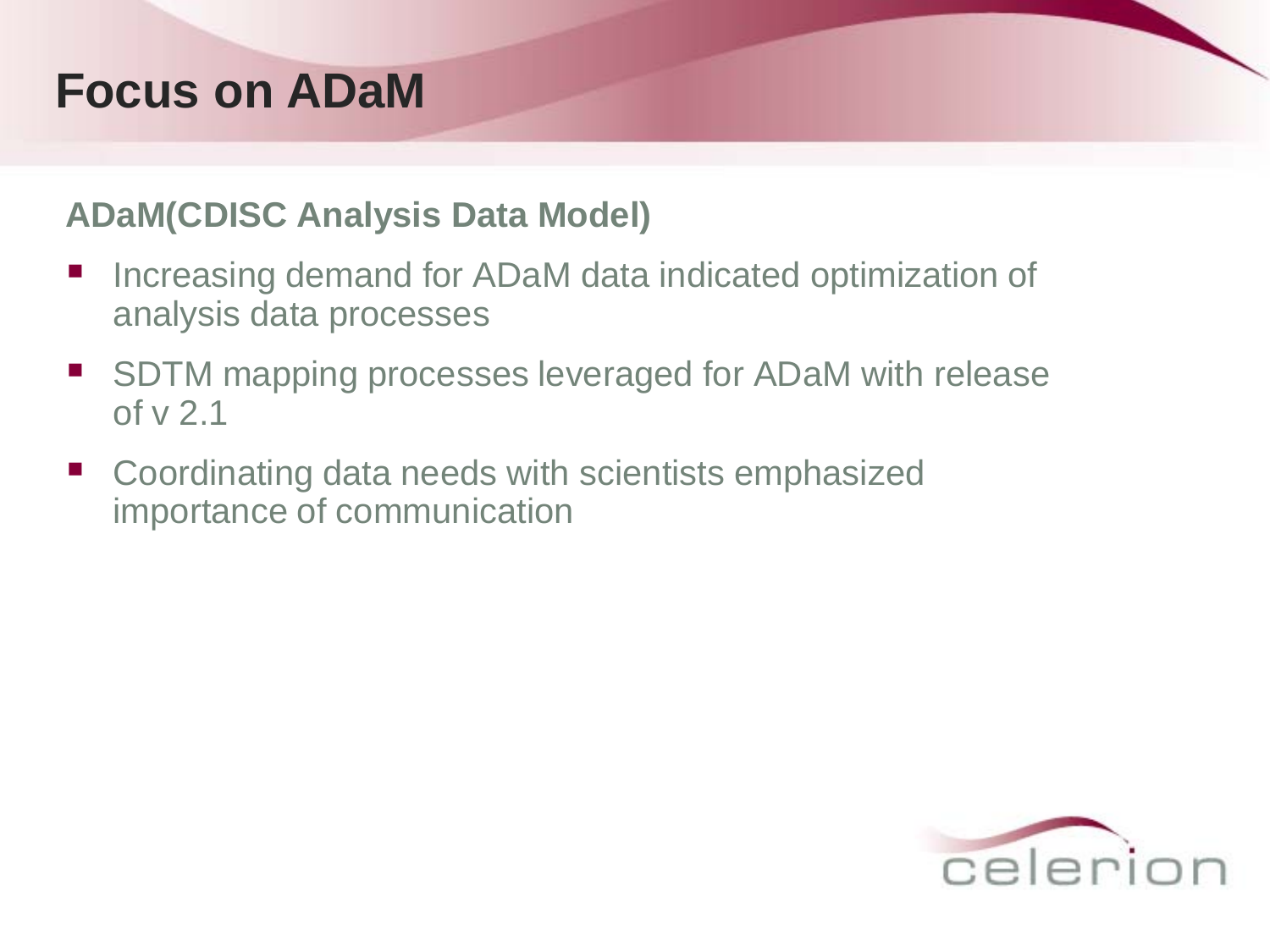# Focus on ADaM

**ADaM(CDISC Analysis Data Model)**

- Increasing demand for ADaM data indicated optimization of analysis data processes
- SDTM mapping processes leveraged for ADaM with release of v 2.1
- Coordinating data needs with scientists emphasized importance of communication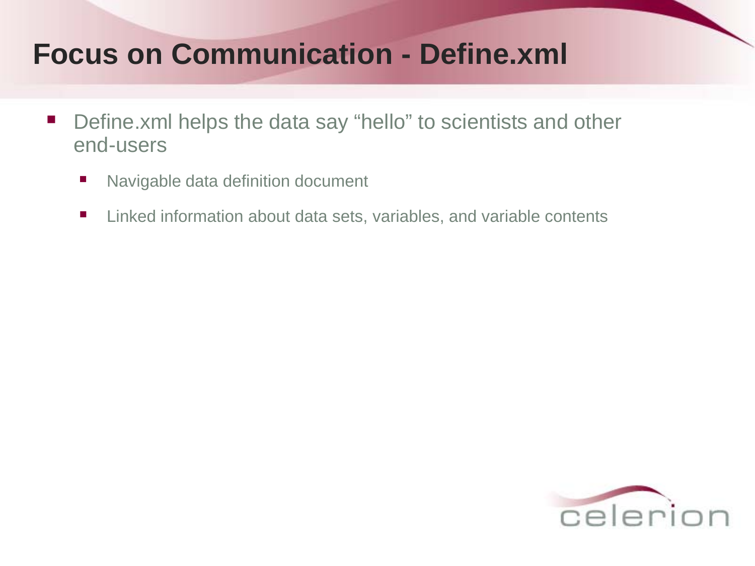# Focus on Communication - Define.xml

- Define.xml helps the data say “hello” to scientists and other end-users
  - Navigable data definition document
  - Linked information about data sets, variables, and variable contents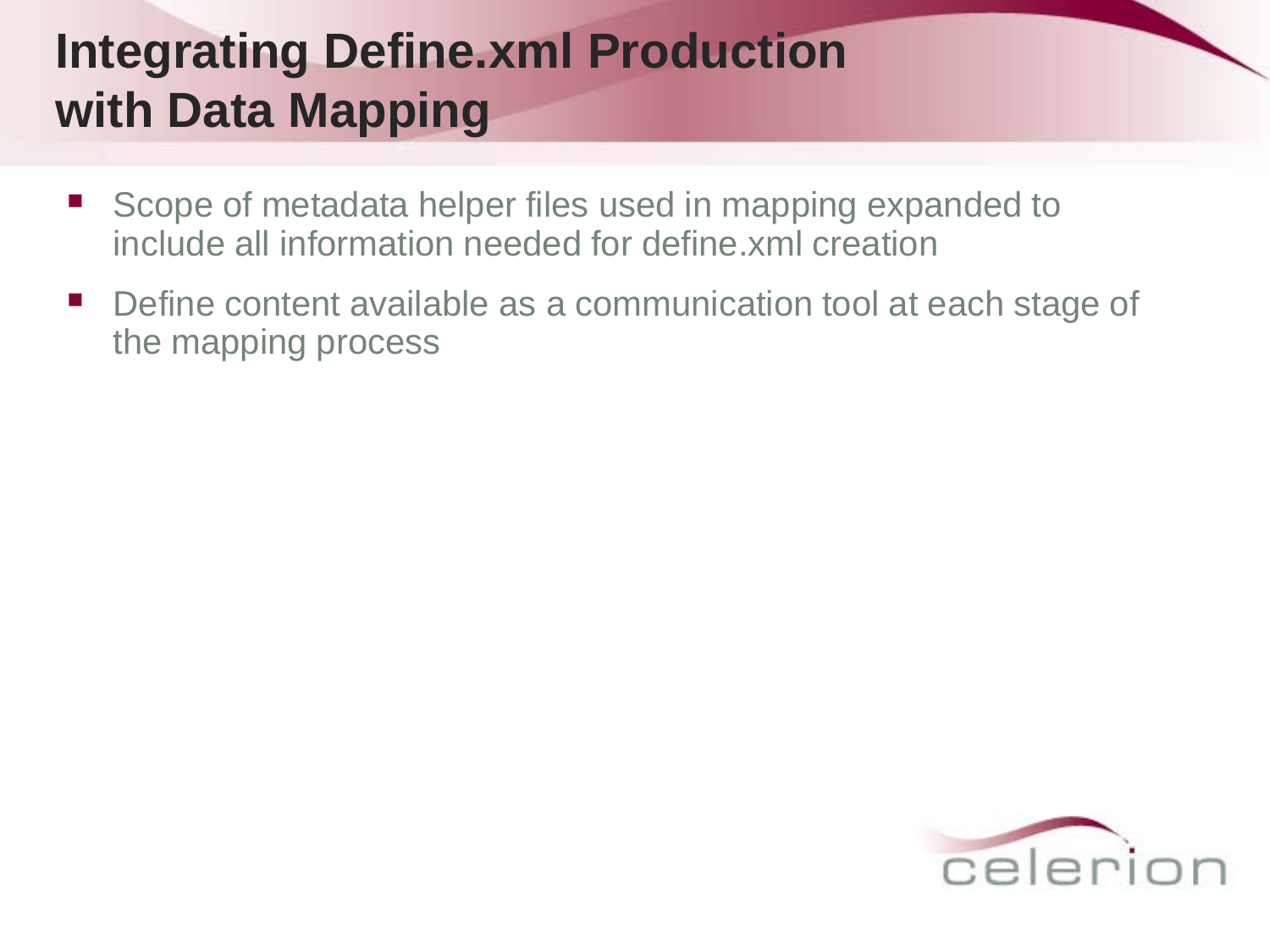# Integrating Define.xml Production with Data Mapping

- Scope of metadata helper files used in mapping expanded to include all information needed for define.xml creation
- Define content available as a communication tool at each stage of the mapping process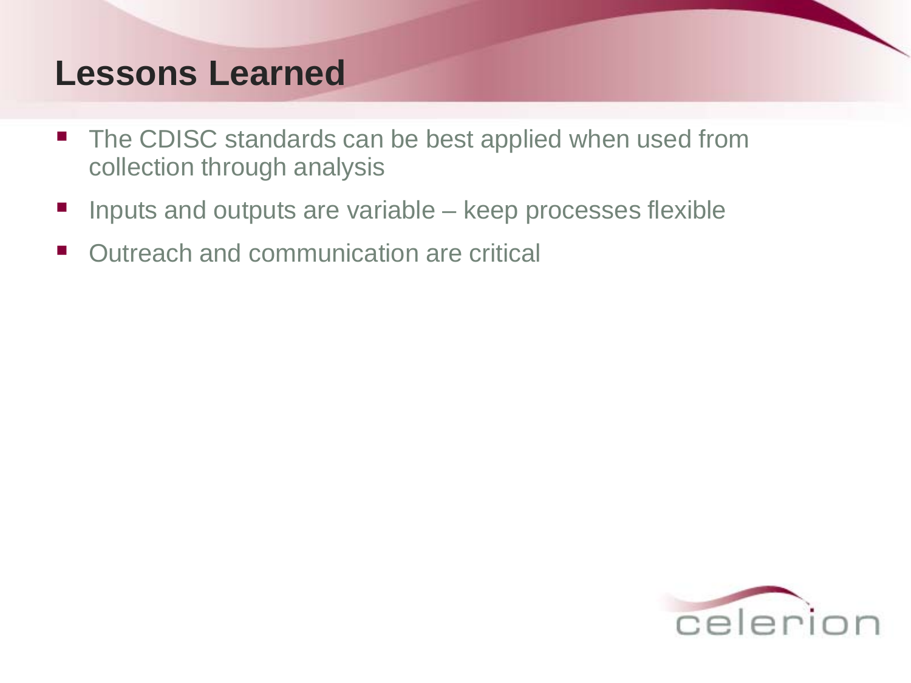# Lessons Learned

- The CDISC standards can be best applied when used from collection through analysis
- Inputs and outputs are variable – keep processes flexible
- Outreach and communication are critical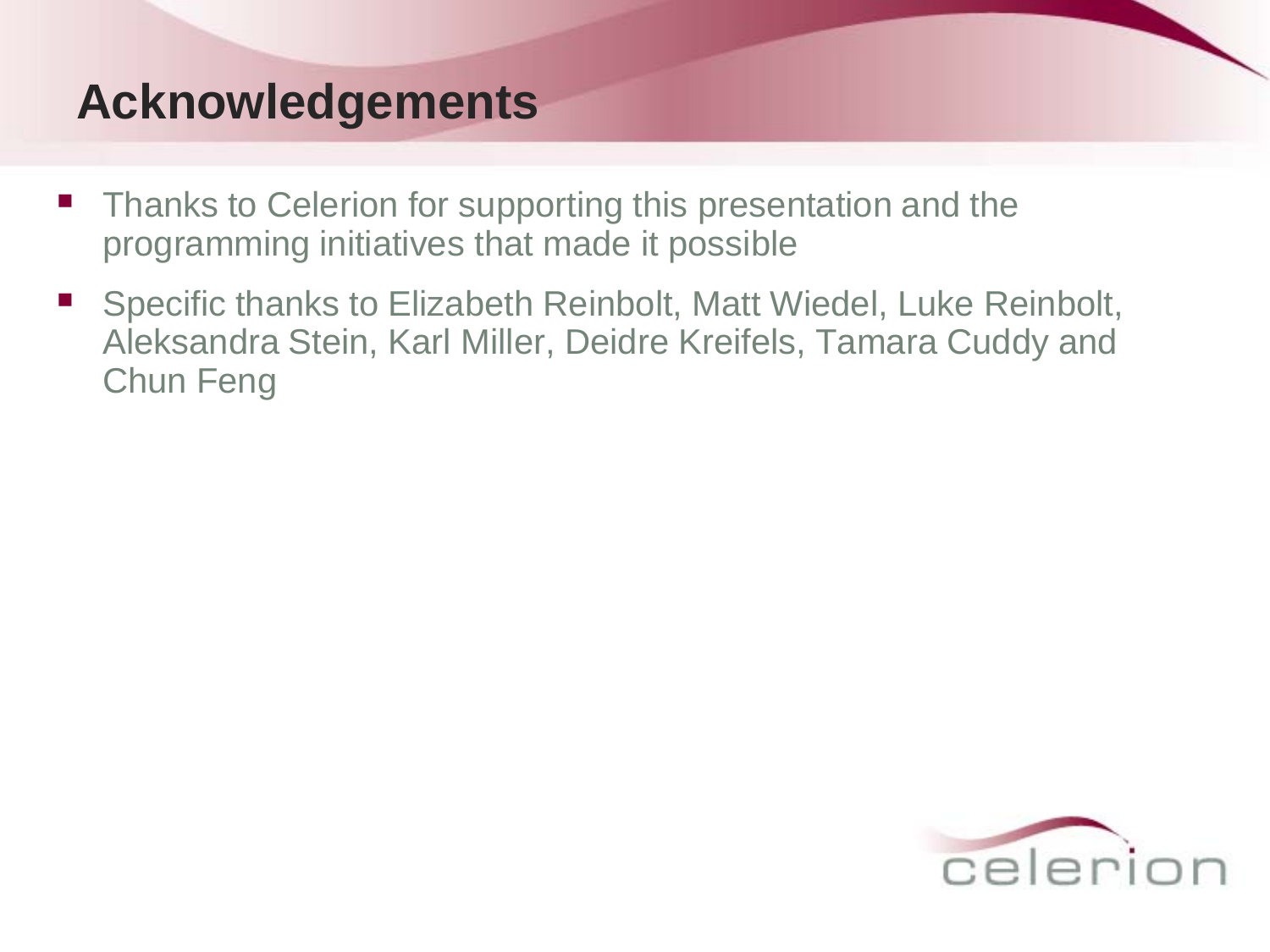# Acknowledgements

- Thanks to Celerion for supporting this presentation and the programming initiatives that made it possible
- Specific thanks to Elizabeth Reinbolt, Matt Wiedel, Luke Reinbolt, Aleksandra Stein, Karl Miller, Deidre Kreifels, Tamara Cuddy and Chun Feng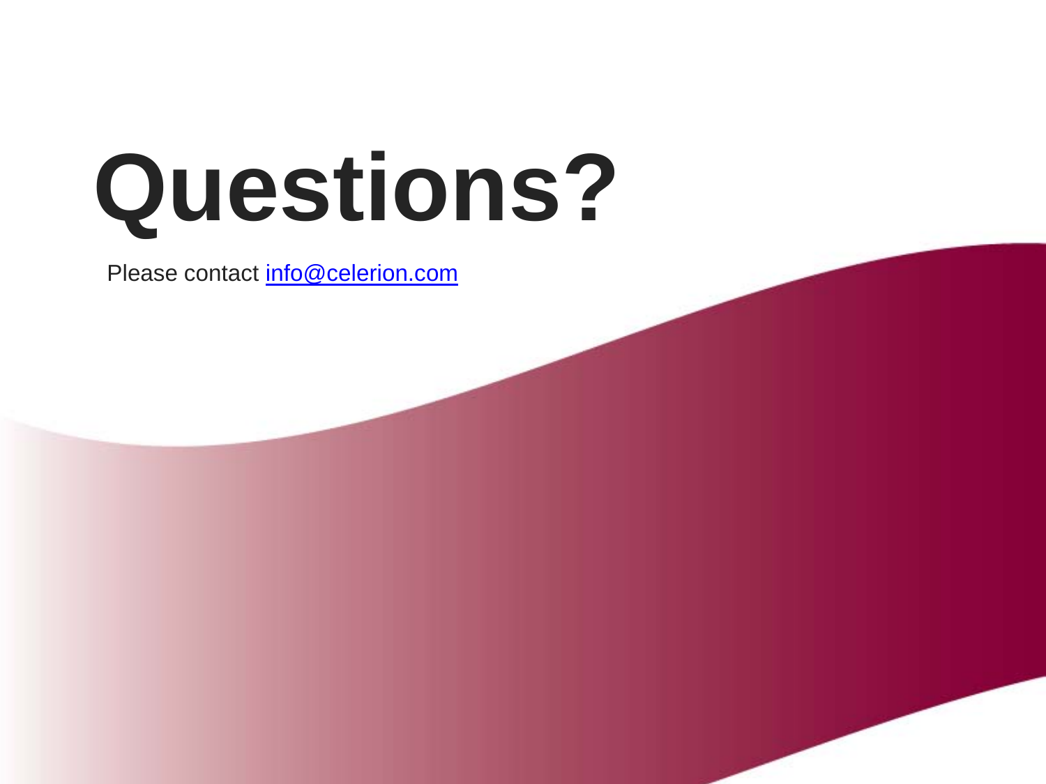# Questions?

Please contact info@celerion.com